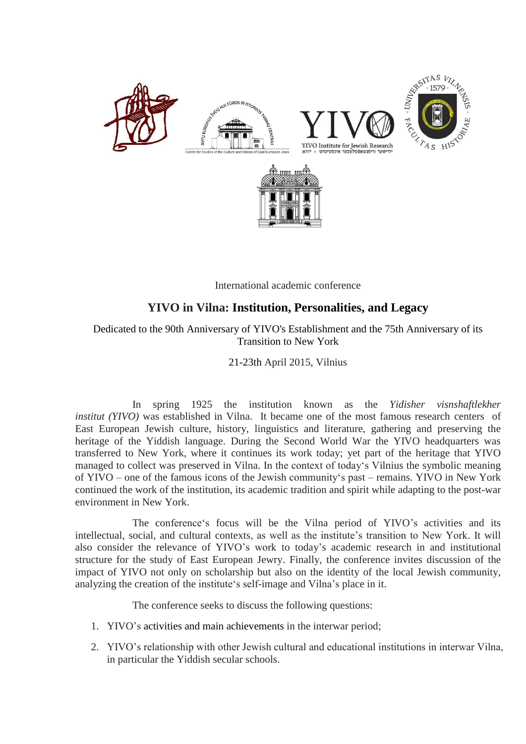International academic conference

# YIVO in Vilna: Institution, Personalities, and Legacy

Dedicated to the 90th Anniversary of YIVO's Establishment and the 75th Anniversary of its Transition to New York

21-23th April 2015, Vilnius

In spring 1925 the institution known as the *Yidisher visnshaftlekher institut (YIVO)* was established in Vilna. It became one of the most famous research centers of East European Jewish culture, history, linguistics and literature, gathering and preserving the heritage of the Yiddish language. During the Second World War the YIVO headquarters was transferred to New York, where it continues its work today; yet part of the heritage that YIVO managed to collect was preserved in Vilna. In the context of today's Vilnius the symbolic meaning of YIVO – one of the famous icons of the Jewish community's past – remains. YIVO in New York continued the work of the institution, its academic tradition and spirit while adapting to the post-war environment in New York.

The conference's focus will be the Vilna period of YIVO's activities and its intellectual, social, and cultural contexts, as well as the institute's transition to New York. It will also consider the relevance of YIVO's work to today's academic research in and institutional structure for the study of East European Jewry. Finally, the conference invites discussion of the impact of YIVO not only on scholarship but also on the identity of the local Jewish community, analyzing the creation of the institute's self-image and Vilna's place in it.

The conference seeks to discuss the following questions:

1. YIVO's activities and main achievements in the interwar period;
2. YIVO's relationship with other Jewish cultural and educational institutions in interwar Vilna, in particular the Yiddish secular schools.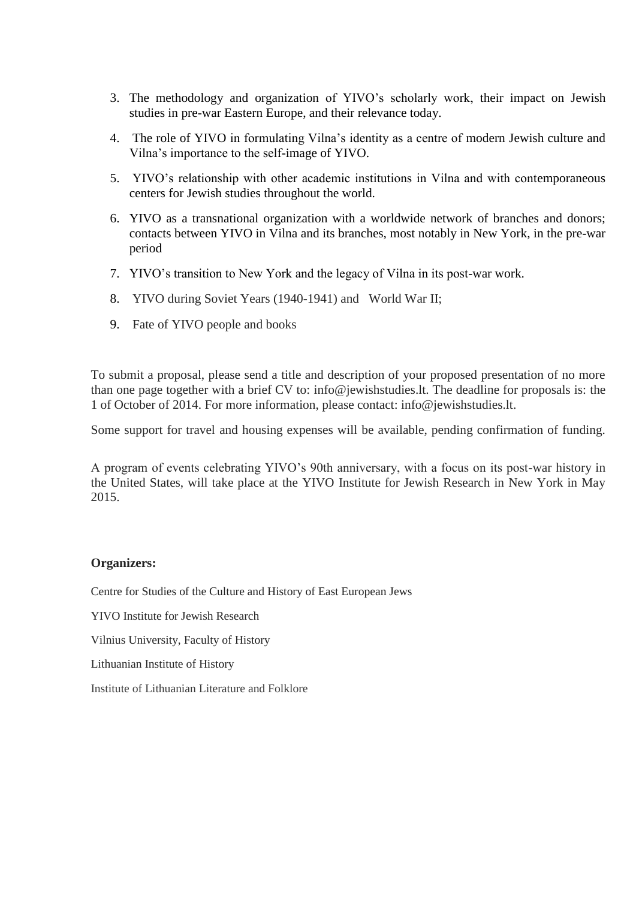3. The methodology and organization of YIVO's scholarly work, their impact on Jewish studies in pre-war Eastern Europe, and their relevance today.
4. The role of YIVO in formulating Vilna's identity as a centre of modern Jewish culture and Vilna's importance to the self-image of YIVO.
5. YIVO's relationship with other academic institutions in Vilna and with contemporaneous centers for Jewish studies throughout the world.
6. YIVO as a transnational organization with a worldwide network of branches and donors; contacts between YIVO in Vilna and its branches, most notably in New York, in the pre-war period
7. YIVO's transition to New York and the legacy of Vilna in its post-war work.
8. YIVO during Soviet Years (1940-1941) and World War II;
9. Fate of YIVO people and books

To submit a proposal, please send a title and description of your proposed presentation of no more than one page together with a brief CV to: info@jewishstudies.lt. The deadline for proposals is: the 1 of October of 2014. For more information, please contact: info@jewishstudies.lt.

Some support for travel and housing expenses will be available, pending confirmation of funding.

A program of events celebrating YIVO's 90th anniversary, with a focus on its post-war history in the United States, will take place at the YIVO Institute for Jewish Research in New York in May 2015.

**Organizers:**

Centre for Studies of the Culture and History of East European Jews

YIVO Institute for Jewish Research

Vilnius University, Faculty of History

Lithuanian Institute of History

Institute of Lithuanian Literature and Folklore